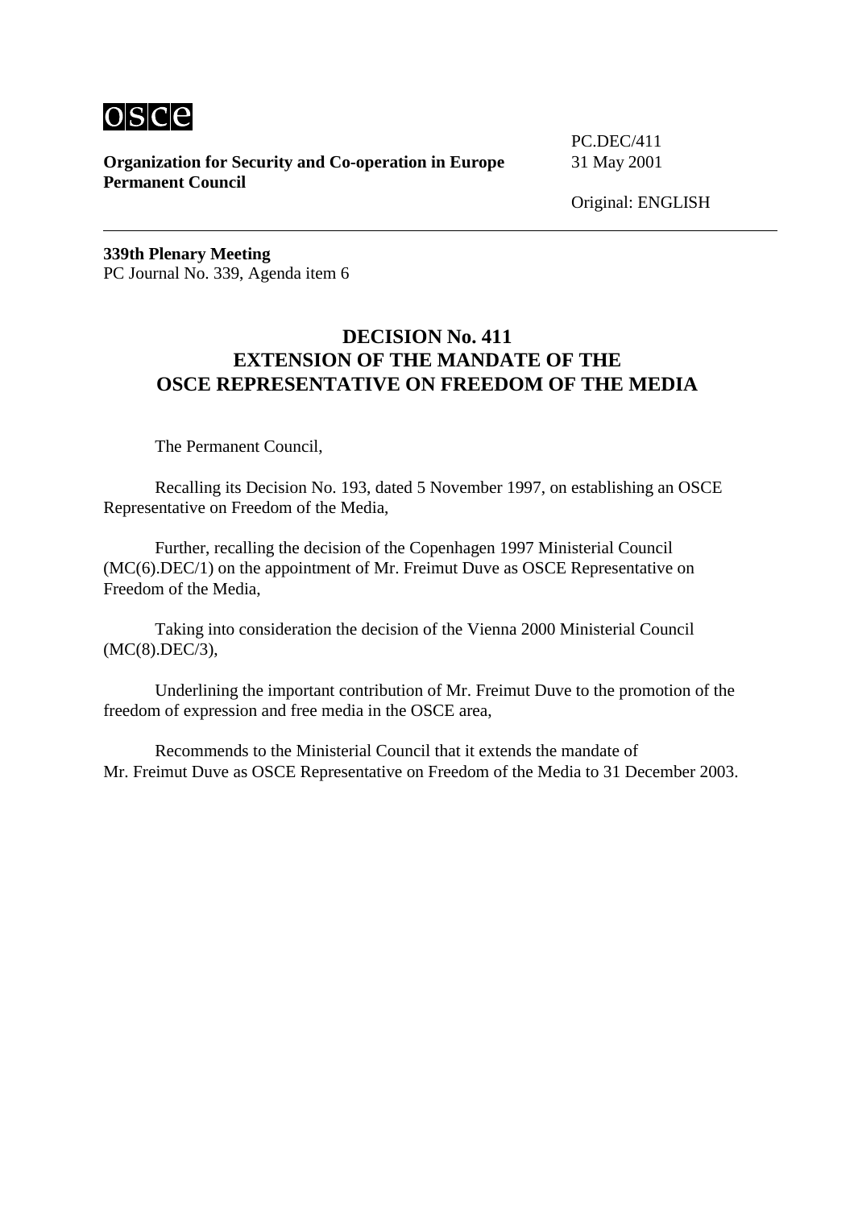**Organization for Security and Co-operation in Europe**
**Permanent Council**

PC.DEC/411
31 May 2001

Original: ENGLISH

---

**339th Plenary Meeting**
PC Journal No. 339, Agenda item 6

# DECISION No. 411
# EXTENSION OF THE MANDATE OF THE OSCE REPRESENTATIVE ON FREEDOM OF THE MEDIA

The Permanent Council,

Recalling its Decision No. 193, dated 5 November 1997, on establishing an OSCE Representative on Freedom of the Media,

Further, recalling the decision of the Copenhagen 1997 Ministerial Council (MC(6).DEC/1) on the appointment of Mr. Freimut Duve as OSCE Representative on Freedom of the Media,

Taking into consideration the decision of the Vienna 2000 Ministerial Council (MC(8).DEC/3),

Underlining the important contribution of Mr. Freimut Duve to the promotion of the freedom of expression and free media in the OSCE area,

Recommends to the Ministerial Council that it extends the mandate of Mr. Freimut Duve as OSCE Representative on Freedom of the Media to 31 December 2003.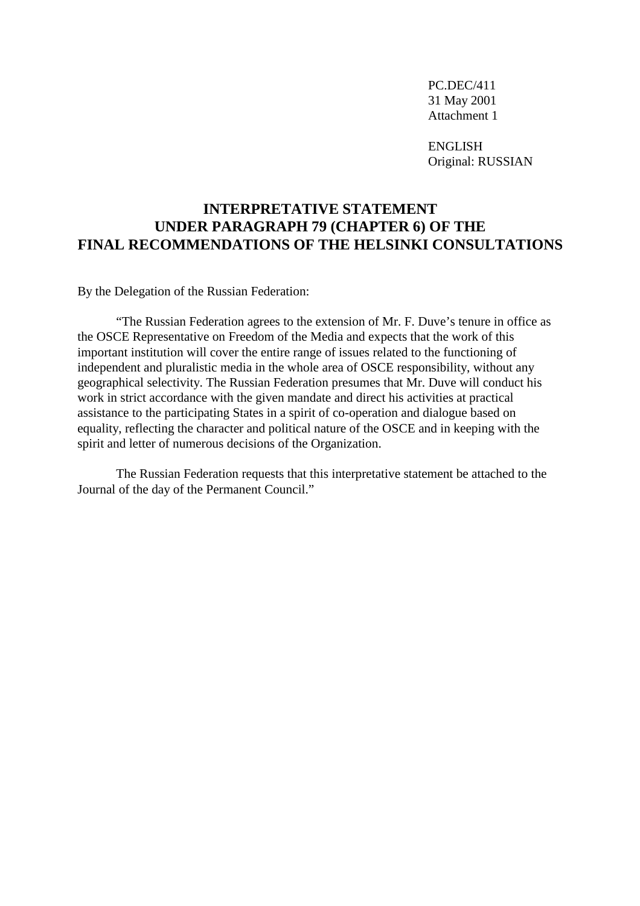PC.DEC/411
31 May 2001
Attachment 1

ENGLISH
Original: RUSSIAN

# INTERPRETATIVE STATEMENT UNDER PARAGRAPH 79 (CHAPTER 6) OF THE FINAL RECOMMENDATIONS OF THE HELSINKI CONSULTATIONS

By the Delegation of the Russian Federation:

"The Russian Federation agrees to the extension of Mr. F. Duve's tenure in office as the OSCE Representative on Freedom of the Media and expects that the work of this important institution will cover the entire range of issues related to the functioning of independent and pluralistic media in the whole area of OSCE responsibility, without any geographical selectivity. The Russian Federation presumes that Mr. Duve will conduct his work in strict accordance with the given mandate and direct his activities at practical assistance to the participating States in a spirit of co-operation and dialogue based on equality, reflecting the character and political nature of the OSCE and in keeping with the spirit and letter of numerous decisions of the Organization.

The Russian Federation requests that this interpretative statement be attached to the Journal of the day of the Permanent Council."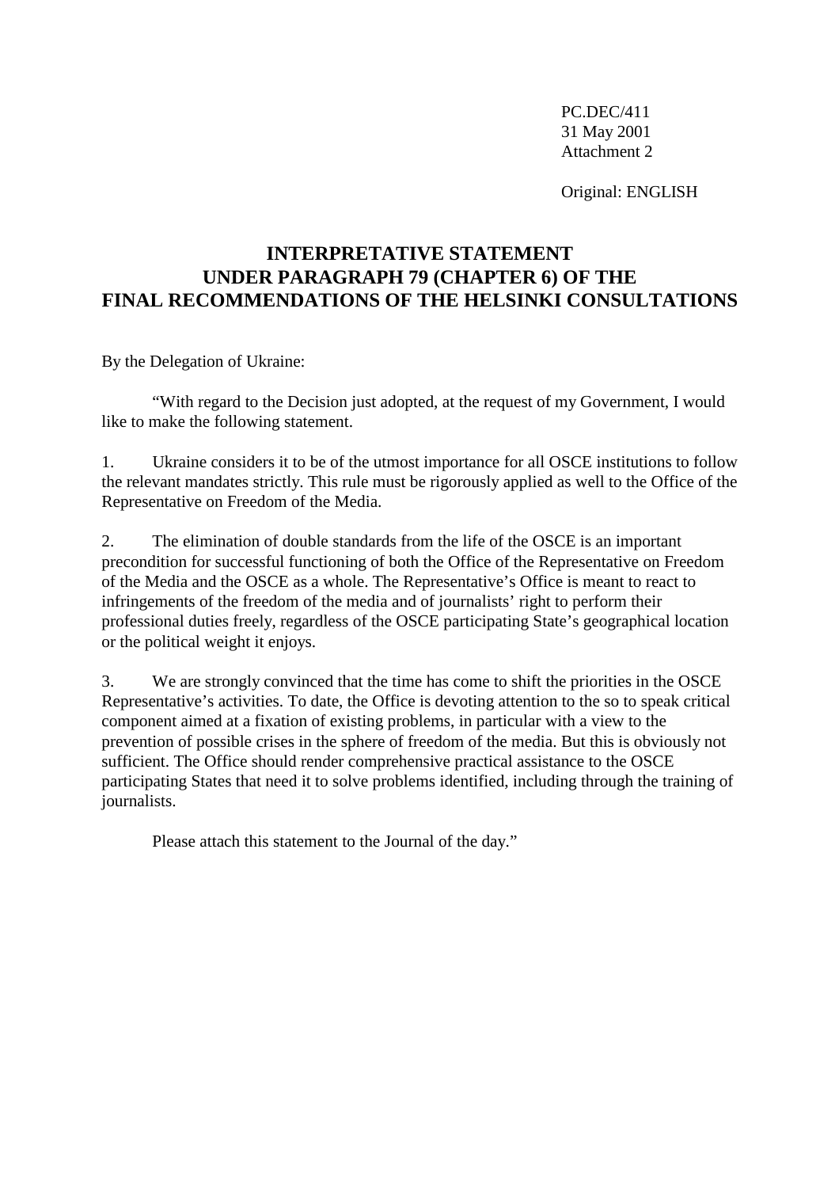PC.DEC/411
31 May 2001
Attachment 2

Original: ENGLISH

# INTERPRETATIVE STATEMENT UNDER PARAGRAPH 79 (CHAPTER 6) OF THE FINAL RECOMMENDATIONS OF THE HELSINKI CONSULTATIONS

By the Delegation of Ukraine:

"With regard to the Decision just adopted, at the request of my Government, I would like to make the following statement.

1. Ukraine considers it to be of the utmost importance for all OSCE institutions to follow the relevant mandates strictly. This rule must be rigorously applied as well to the Office of the Representative on Freedom of the Media.

2. The elimination of double standards from the life of the OSCE is an important precondition for successful functioning of both the Office of the Representative on Freedom of the Media and the OSCE as a whole. The Representative's Office is meant to react to infringements of the freedom of the media and of journalists' right to perform their professional duties freely, regardless of the OSCE participating State's geographical location or the political weight it enjoys.

3. We are strongly convinced that the time has come to shift the priorities in the OSCE Representative's activities. To date, the Office is devoting attention to the so to speak critical component aimed at a fixation of existing problems, in particular with a view to the prevention of possible crises in the sphere of freedom of the media. But this is obviously not sufficient. The Office should render comprehensive practical assistance to the OSCE participating States that need it to solve problems identified, including through the training of journalists.

Please attach this statement to the Journal of the day."